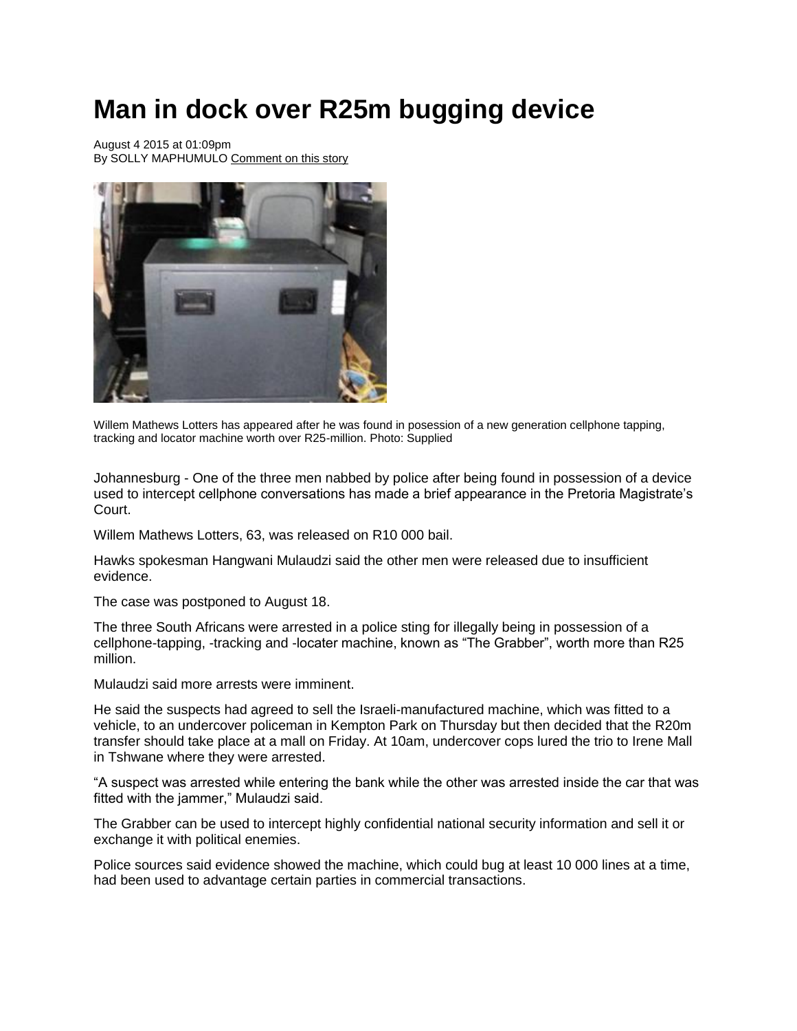# Man in dock over R25m bugging device

August 4 2015 at 01:09pm
By SOLLY MAPHUMULO Comment on this story

Willem Mathews Lotters has appeared after he was found in posession of a new generation cellphone tapping, tracking and locator machine worth over R25-million. Photo: Supplied

Johannesburg - One of the three men nabbed by police after being found in possession of a device used to intercept cellphone conversations has made a brief appearance in the Pretoria Magistrate's Court.

Willem Mathews Lotters, 63, was released on R10 000 bail.

Hawks spokesman Hangwani Mulaudzi said the other men were released due to insufficient evidence.

The case was postponed to August 18.

The three South Africans were arrested in a police sting for illegally being in possession of a cellphone-tapping, -tracking and -locater machine, known as "The Grabber", worth more than R25 million.

Mulaudzi said more arrests were imminent.

He said the suspects had agreed to sell the Israeli-manufactured machine, which was fitted to a vehicle, to an undercover policeman in Kempton Park on Thursday but then decided that the R20m transfer should take place at a mall on Friday. At 10am, undercover cops lured the trio to Irene Mall in Tshwane where they were arrested.

"A suspect was arrested while entering the bank while the other was arrested inside the car that was fitted with the jammer," Mulaudzi said.

The Grabber can be used to intercept highly confidential national security information and sell it or exchange it with political enemies.

Police sources said evidence showed the machine, which could bug at least 10 000 lines at a time, had been used to advantage certain parties in commercial transactions.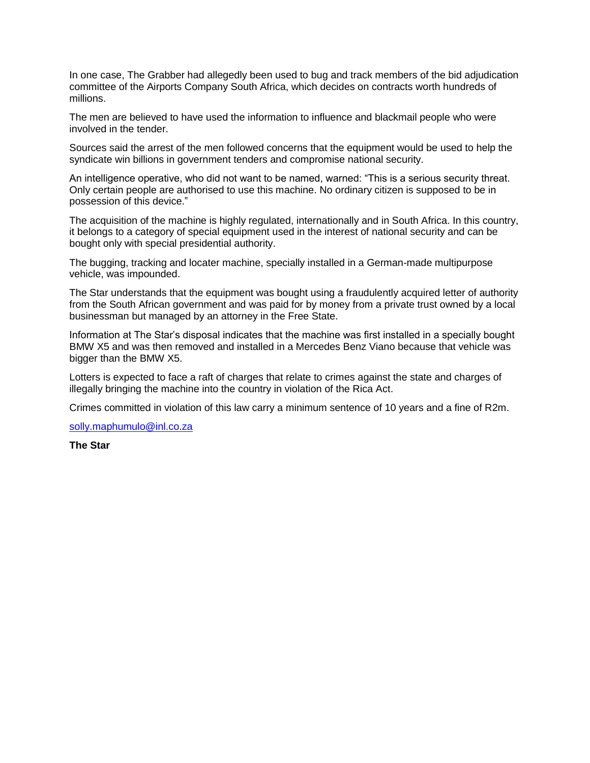In one case, The Grabber had allegedly been used to bug and track members of the bid adjudication committee of the Airports Company South Africa, which decides on contracts worth hundreds of millions.

The men are believed to have used the information to influence and blackmail people who were involved in the tender.

Sources said the arrest of the men followed concerns that the equipment would be used to help the syndicate win billions in government tenders and compromise national security.

An intelligence operative, who did not want to be named, warned: “This is a serious security threat. Only certain people are authorised to use this machine. No ordinary citizen is supposed to be in possession of this device.”

The acquisition of the machine is highly regulated, internationally and in South Africa. In this country, it belongs to a category of special equipment used in the interest of national security and can be bought only with special presidential authority.

The bugging, tracking and locater machine, specially installed in a German-made multipurpose vehicle, was impounded.

The Star understands that the equipment was bought using a fraudulently acquired letter of authority from the South African government and was paid for by money from a private trust owned by a local businessman but managed by an attorney in the Free State.

Information at The Star’s disposal indicates that the machine was first installed in a specially bought BMW X5 and was then removed and installed in a Mercedes Benz Viano because that vehicle was bigger than the BMW X5.

Lotters is expected to face a raft of charges that relate to crimes against the state and charges of illegally bringing the machine into the country in violation of the Rica Act.

Crimes committed in violation of this law carry a minimum sentence of 10 years and a fine of R2m.

solly.maphumulo@inl.co.za

**The Star**